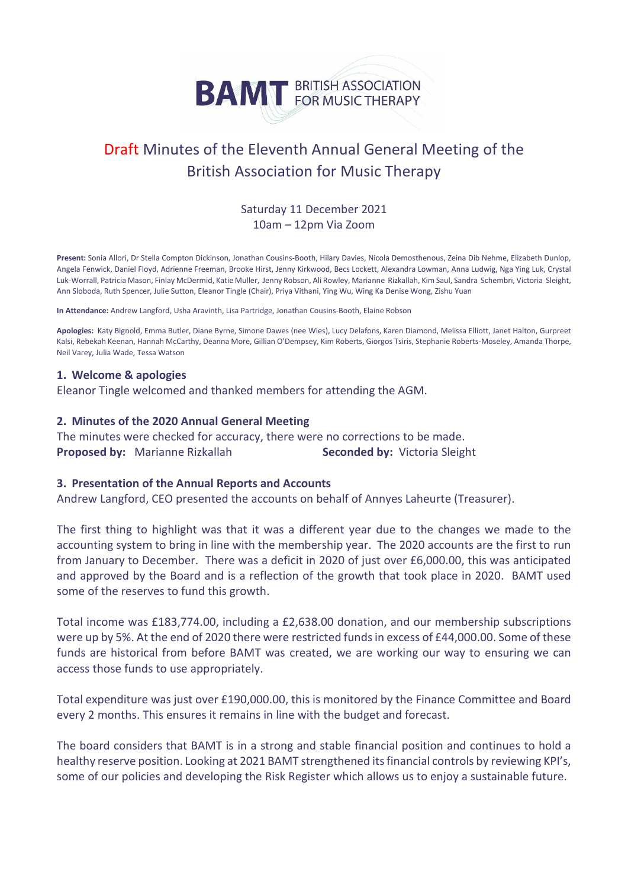BAMT BRITISH ASSOCIATION FOR MUSIC THERAPY

# Draft Minutes of the Eleventh Annual General Meeting of the British Association for Music Therapy

Saturday 11 December 2021
10am – 12pm Via Zoom

**Present:** Sonia Allori, Dr Stella Compton Dickinson, Jonathan Cousins-Booth, Hilary Davies, Nicola Demosthenous, Zeina Dib Nehme, Elizabeth Dunlop, Angela Fenwick, Daniel Floyd, Adrienne Freeman, Brooke Hirst, Jenny Kirkwood, Becs Lockett, Alexandra Lowman, Anna Ludwig, Nga Ying Luk, Crystal Luk-Worrall, Patricia Mason, Finlay McDermid, Katie Muller, Jenny Robson, Ali Rowley, Marianne Rizkallah, Kim Saul, Sandra Schembri, Victoria Sleight, Ann Sloboda, Ruth Spencer, Julie Sutton, Eleanor Tingle (Chair), Priya Vithani, Ying Wu, Wing Ka Denise Wong, Zishu Yuan

**In Attendance:** Andrew Langford, Usha Aravinth, Lisa Partridge, Jonathan Cousins-Booth, Elaine Robson

**Apologies:** Katy Bignold, Emma Butler, Diane Byrne, Simone Dawes (nee Wies), Lucy Delafons, Karen Diamond, Melissa Elliott, Janet Halton, Gurpreet Kalsi, Rebekah Keenan, Hannah McCarthy, Deanna More, Gillian O'Dempsey, Kim Roberts, Giorgos Tsiris, Stephanie Roberts-Moseley, Amanda Thorpe, Neil Varey, Julia Wade, Tessa Watson

### 1. Welcome & apologies

Eleanor Tingle welcomed and thanked members for attending the AGM.

### 2. Minutes of the 2020 Annual General Meeting

The minutes were checked for accuracy, there were no corrections to be made.
**Proposed by:** Marianne Rizkallah **Seconded by:** Victoria Sleight

### 3. Presentation of the Annual Reports and Accounts

Andrew Langford, CEO presented the accounts on behalf of Annyes Laheurte (Treasurer).

The first thing to highlight was that it was a different year due to the changes we made to the accounting system to bring in line with the membership year. The 2020 accounts are the first to run from January to December. There was a deficit in 2020 of just over £6,000.00, this was anticipated and approved by the Board and is a reflection of the growth that took place in 2020. BAMT used some of the reserves to fund this growth.

Total income was £183,774.00, including a £2,638.00 donation, and our membership subscriptions were up by 5%. At the end of 2020 there were restricted funds in excess of £44,000.00. Some of these funds are historical from before BAMT was created, we are working our way to ensuring we can access those funds to use appropriately.

Total expenditure was just over £190,000.00, this is monitored by the Finance Committee and Board every 2 months. This ensures it remains in line with the budget and forecast.

The board considers that BAMT is in a strong and stable financial position and continues to hold a healthy reserve position. Looking at 2021 BAMT strengthened its financial controls by reviewing KPI's, some of our policies and developing the Risk Register which allows us to enjoy a sustainable future.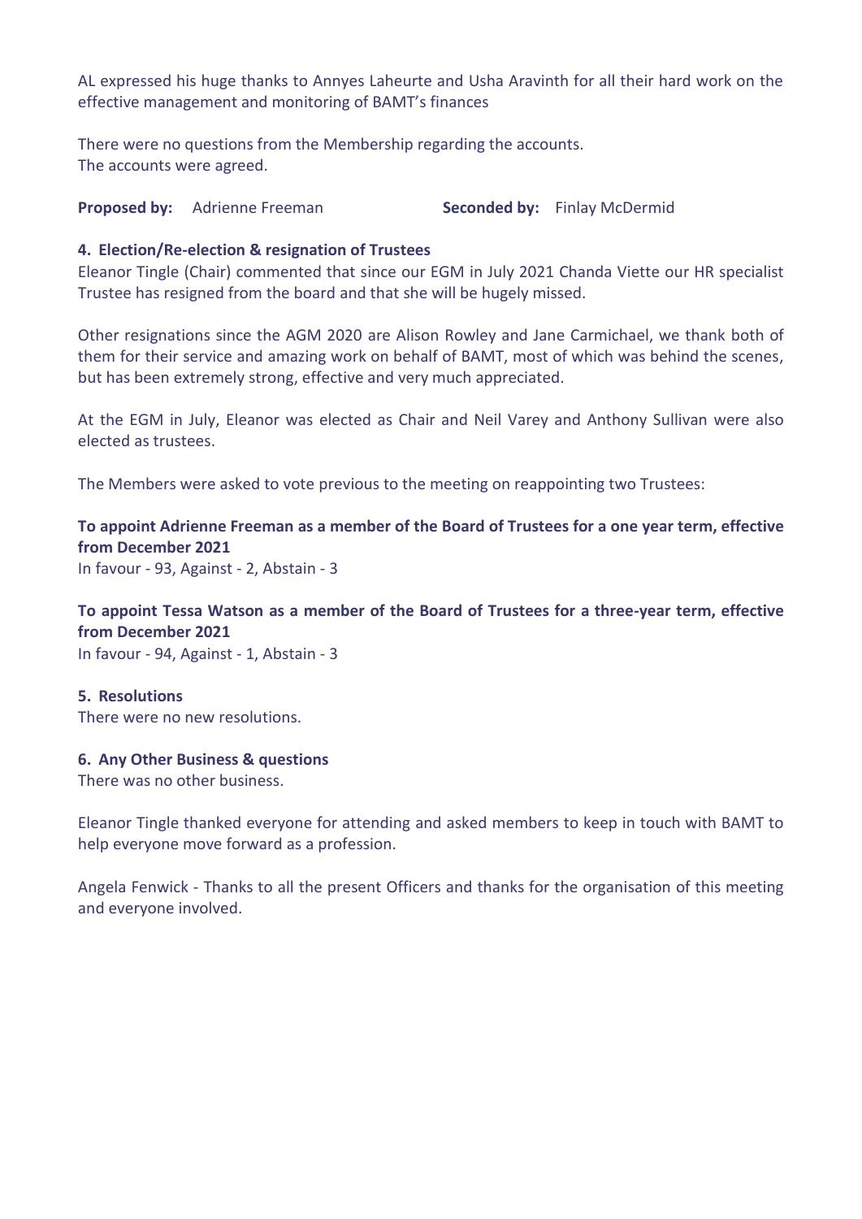AL expressed his huge thanks to Annyes Laheurte and Usha Aravinth for all their hard work on the effective management and monitoring of BAMT's finances

There were no questions from the Membership regarding the accounts.
The accounts were agreed.

**Proposed by:** Adrienne Freeman **Seconded by:** Finlay McDermid

**4. Election/Re-election & resignation of Trustees**

Eleanor Tingle (Chair) commented that since our EGM in July 2021 Chanda Viette our HR specialist Trustee has resigned from the board and that she will be hugely missed.

Other resignations since the AGM 2020 are Alison Rowley and Jane Carmichael, we thank both of them for their service and amazing work on behalf of BAMT, most of which was behind the scenes, but has been extremely strong, effective and very much appreciated.

At the EGM in July, Eleanor was elected as Chair and Neil Varey and Anthony Sullivan were also elected as trustees.

The Members were asked to vote previous to the meeting on reappointing two Trustees:

**To appoint Adrienne Freeman as a member of the Board of Trustees for a one year term, effective from December 2021**
In favour - 93, Against - 2, Abstain - 3

**To appoint Tessa Watson as a member of the Board of Trustees for a three-year term, effective from December 2021**
In favour - 94, Against - 1, Abstain - 3

**5. Resolutions**

There were no new resolutions.

**6. Any Other Business & questions**

There was no other business.

Eleanor Tingle thanked everyone for attending and asked members to keep in touch with BAMT to help everyone move forward as a profession.

Angela Fenwick - Thanks to all the present Officers and thanks for the organisation of this meeting and everyone involved.